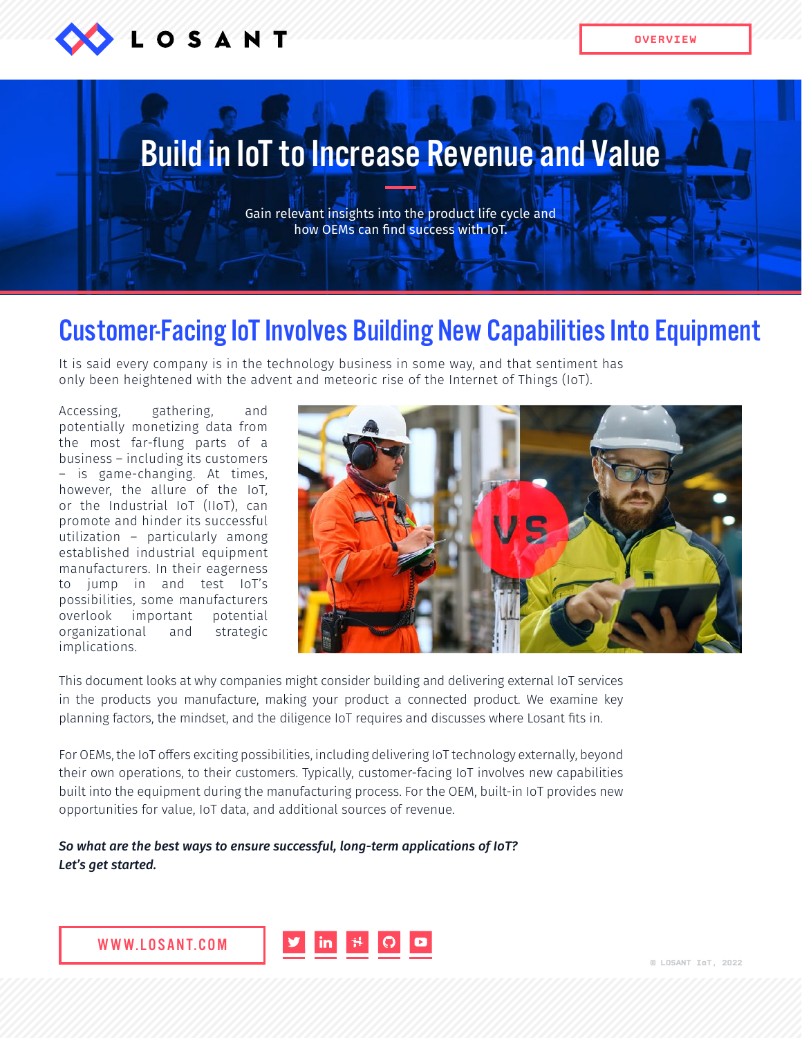LOSANT

OVERVIEW

# Build in IoT to Increase Revenue and Value

Gain relevant insights into the product life cycle and how OEMs can find success with IoT.

## Customer-Facing IoT Involves Building New Capabilities Into Equipment

It is said every company is in the technology business in some way, and that sentiment has only been heightened with the advent and meteoric rise of the Internet of Things (IoT).

Accessing, gathering, and potentially monetizing data from the most far-flung parts of a business – including its customers – is game-changing. At times, however, the allure of the IoT, or the Industrial IoT (IIoT), can promote and hinder its successful utilization – particularly among established industrial equipment manufacturers. In their eagerness to jump in and test IoT's possibilities, some manufacturers overlook important potential organizational and strategic implications.

This document looks at why companies might consider building and delivering external IoT services in the products you manufacture, making your product a connected product. We examine key planning factors, the mindset, and the diligence IoT requires and discusses where Losant fits in.

For OEMs, the IoT offers exciting possibilities, including delivering IoT technology externally, beyond their own operations, to their customers. Typically, customer-facing IoT involves new capabilities built into the equipment during the manufacturing process. For the OEM, built-in IoT provides new opportunities for value, IoT data, and additional sources of revenue.

***So what are the best ways to ensure successful, long-term applications of IoT? Let's get started.***

WWW.LOSANT.COM

© LOSANT IoT, 2022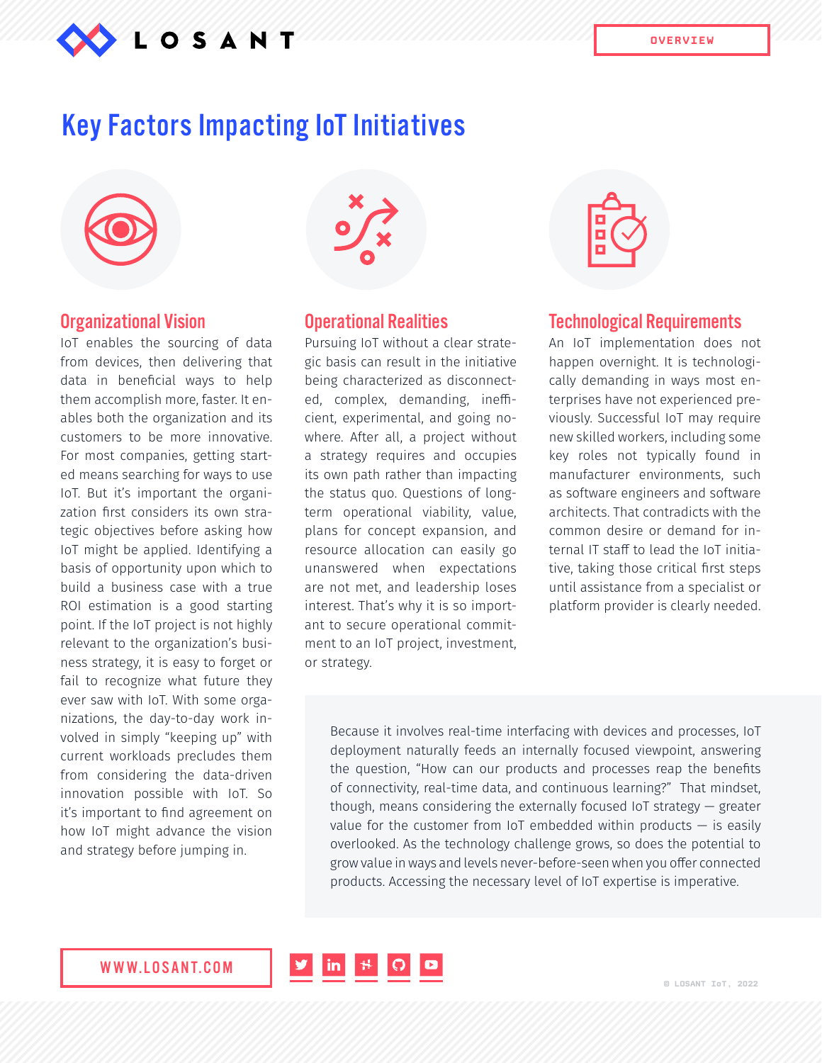# Key Factors Impacting IoT Initiatives

## Organizational Vision

IoT enables the sourcing of data from devices, then delivering that data in beneficial ways to help them accomplish more, faster. It enables both the organization and its customers to be more innovative. For most companies, getting started means searching for ways to use IoT. But it's important the organization first considers its own strategic objectives before asking how IoT might be applied. Identifying a basis of opportunity upon which to build a business case with a true ROI estimation is a good starting point. If the IoT project is not highly relevant to the organization's business strategy, it is easy to forget or fail to recognize what future they ever saw with IoT. With some organizations, the day-to-day work involved in simply "keeping up" with current workloads precludes them from considering the data-driven innovation possible with IoT. So it's important to find agreement on how IoT might advance the vision and strategy before jumping in.

## Operational Realities

Pursuing IoT without a clear strategic basis can result in the initiative being characterized as disconnected, complex, demanding, inefficient, experimental, and going nowhere. After all, a project without a strategy requires and occupies its own path rather than impacting the status quo. Questions of long-term operational viability, value, plans for concept expansion, and resource allocation can easily go unanswered when expectations are not met, and leadership loses interest. That's why it is so important to secure operational commitment to an IoT project, investment, or strategy.

## Technological Requirements

An IoT implementation does not happen overnight. It is technologically demanding in ways most enterprises have not experienced previously. Successful IoT may require new skilled workers, including some key roles not typically found in manufacturer environments, such as software engineers and software architects. That contradicts with the common desire or demand for internal IT staff to lead the IoT initiative, taking those critical first steps until assistance from a specialist or platform provider is clearly needed.

Because it involves real-time interfacing with devices and processes, IoT deployment naturally feeds an internally focused viewpoint, answering the question, "How can our products and processes reap the benefits of connectivity, real-time data, and continuous learning?" That mindset, though, means considering the externally focused IoT strategy — greater value for the customer from IoT embedded within products — is easily overlooked. As the technology challenge grows, so does the potential to grow value in ways and levels never-before-seen when you offer connected products. Accessing the necessary level of IoT expertise is imperative.

WWW.LOSANT.COM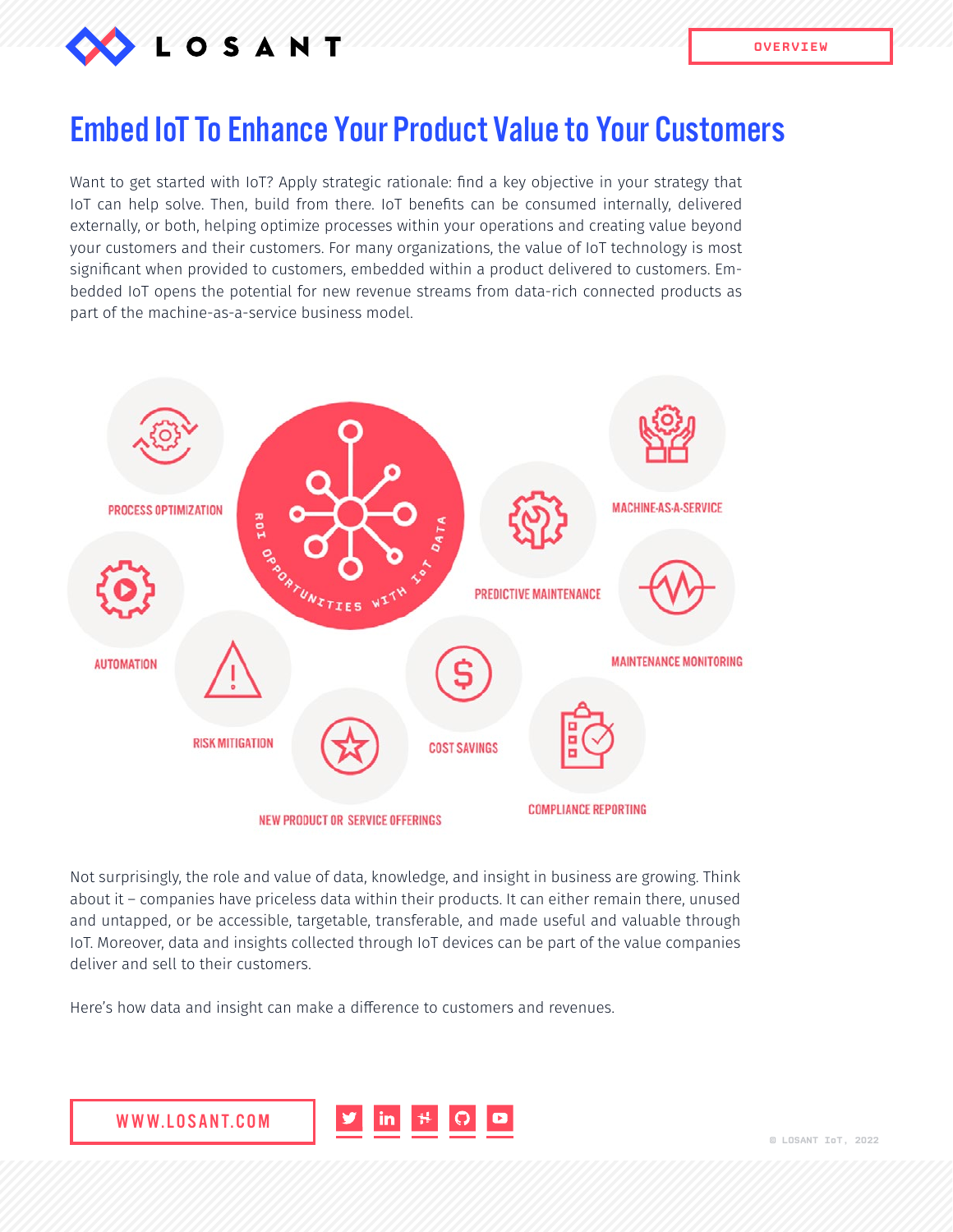# Embed IoT To Enhance Your Product Value to Your Customers

Want to get started with IoT? Apply strategic rationale: find a key objective in your strategy that IoT can help solve. Then, build from there. IoT benefits can be consumed internally, delivered externally, or both, helping optimize processes within your operations and creating value beyond your customers and their customers. For many organizations, the value of IoT technology is most significant when provided to customers, embedded within a product delivered to customers. Embedded IoT opens the potential for new revenue streams from data-rich connected products as part of the machine-as-a-service business model.

ROI OPPORTUNITIES WITH IoT DATA

- PROCESS OPTIMIZATION
- AUTOMATION
- RISK MITIGATION
- NEW PRODUCT OR SERVICE OFFERINGS
- COST SAVINGS
- PREDICTIVE MAINTENANCE
- MACHINE-AS-A-SERVICE
- MAINTENANCE MONITORING
- COMPLIANCE REPORTING

Not surprisingly, the role and value of data, knowledge, and insight in business are growing. Think about it – companies have priceless data within their products. It can either remain there, unused and untapped, or be accessible, targetable, transferable, and made useful and valuable through IoT. Moreover, data and insights collected through IoT devices can be part of the value companies deliver and sell to their customers.

Here's how data and insight can make a difference to customers and revenues.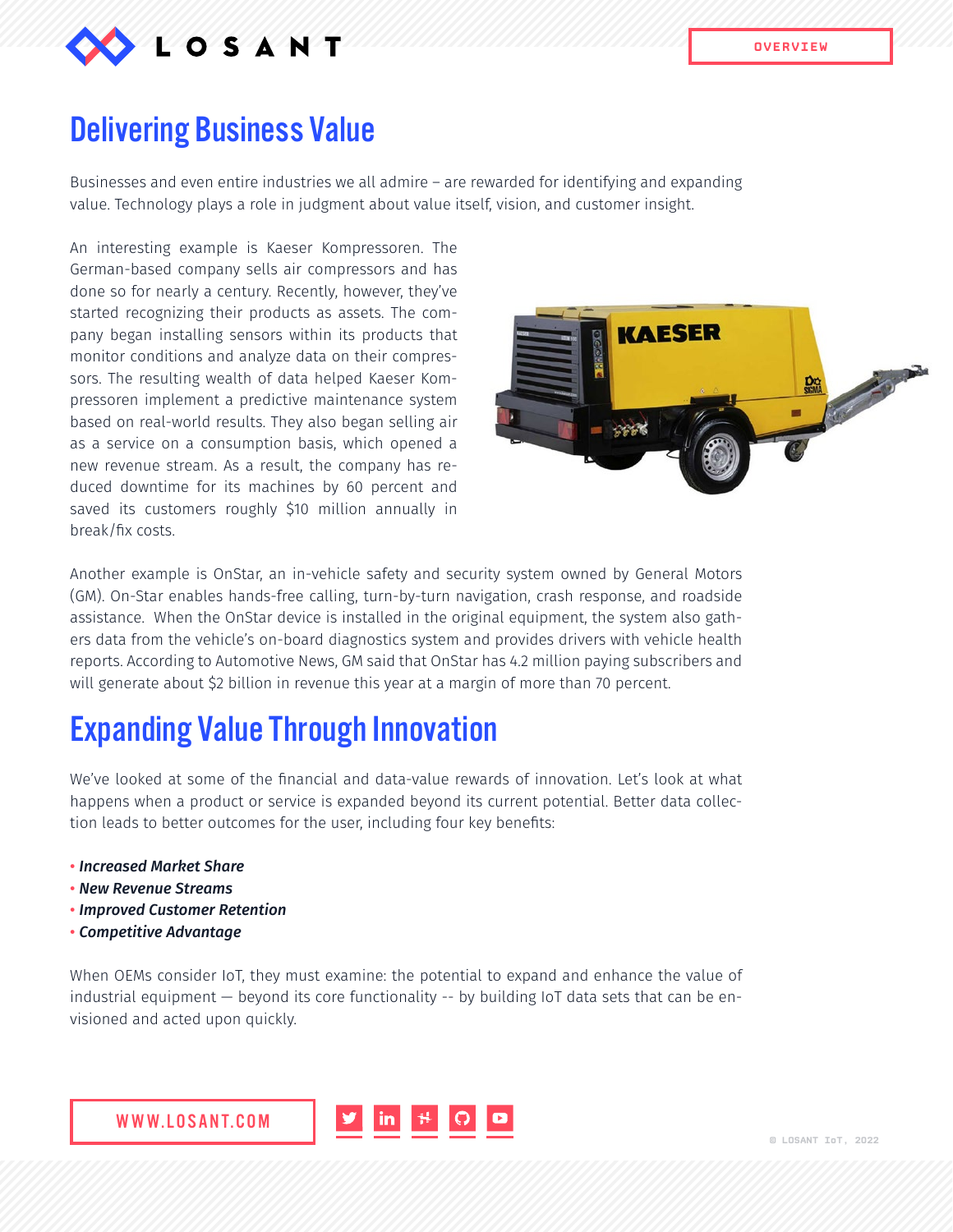# Delivering Business Value

Businesses and even entire industries we all admire – are rewarded for identifying and expanding value. Technology plays a role in judgment about value itself, vision, and customer insight.

An interesting example is Kaeser Kompressoren. The German-based company sells air compressors and has done so for nearly a century. Recently, however, they've started recognizing their products as assets. The company began installing sensors within its products that monitor conditions and analyze data on their compressors. The resulting wealth of data helped Kaeser Kompressoren implement a predictive maintenance system based on real-world results. They also began selling air as a service on a consumption basis, which opened a new revenue stream. As a result, the company has reduced downtime for its machines by 60 percent and saved its customers roughly $10 million annually in break/fix costs.

Another example is OnStar, an in-vehicle safety and security system owned by General Motors (GM). On-Star enables hands-free calling, turn-by-turn navigation, crash response, and roadside assistance. When the OnStar device is installed in the original equipment, the system also gathers data from the vehicle's on-board diagnostics system and provides drivers with vehicle health reports. According to Automotive News, GM said that OnStar has 4.2 million paying subscribers and will generate about $2 billion in revenue this year at a margin of more than 70 percent.

# Expanding Value Through Innovation

We've looked at some of the financial and data-value rewards of innovation. Let's look at what happens when a product or service is expanded beyond its current potential. Better data collection leads to better outcomes for the user, including four key benefits:

- ***Increased Market Share***
- ***New Revenue Streams***
- ***Improved Customer Retention***
- ***Competitive Advantage***

When OEMs consider IoT, they must examine: the potential to expand and enhance the value of industrial equipment — beyond its core functionality -- by building IoT data sets that can be envisioned and acted upon quickly.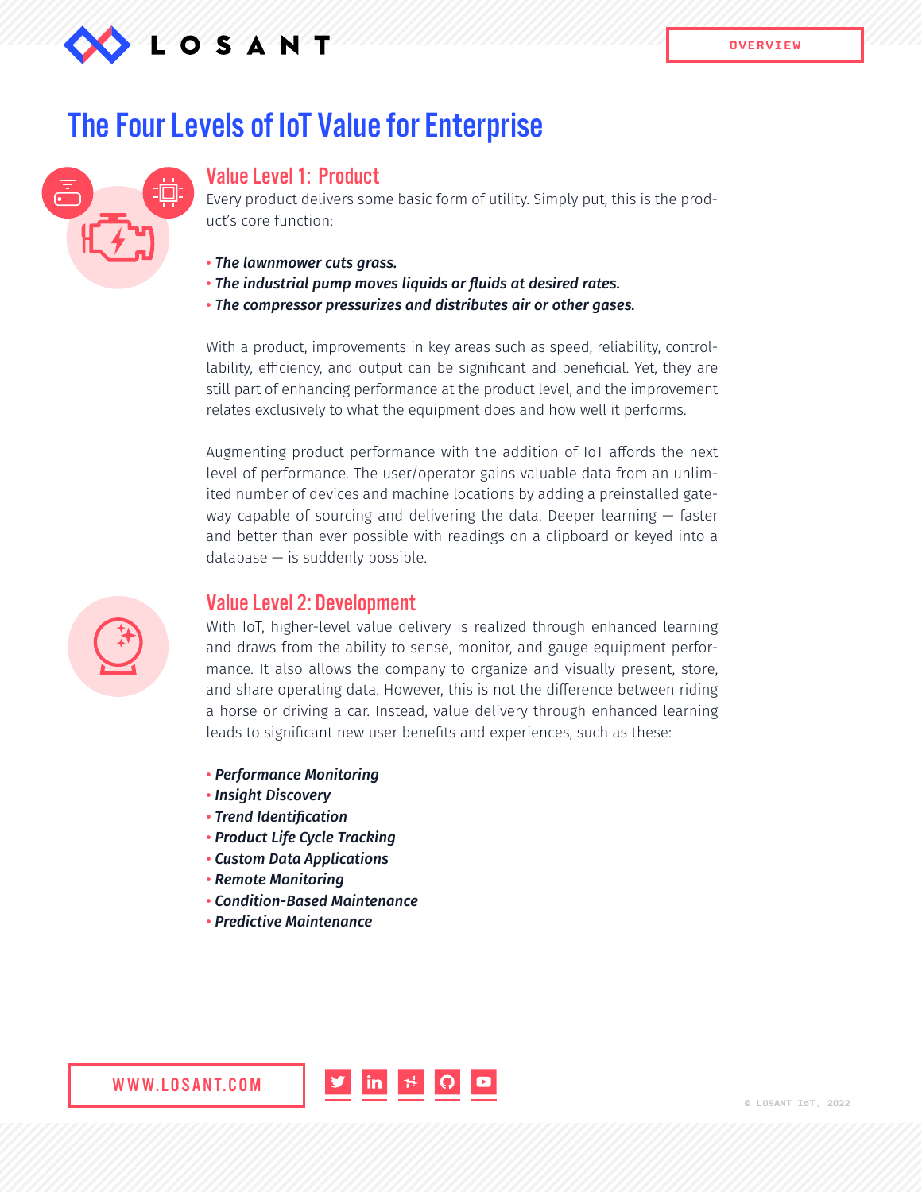# The Four Levels of IoT Value for Enterprise

## Value Level 1: Product

Every product delivers some basic form of utility. Simply put, this is the product's core function:

- ***The lawnmower cuts grass.***
- ***The industrial pump moves liquids or fluids at desired rates.***
- ***The compressor pressurizes and distributes air or other gases.***

With a product, improvements in key areas such as speed, reliability, controllability, efficiency, and output can be significant and beneficial. Yet, they are still part of enhancing performance at the product level, and the improvement relates exclusively to what the equipment does and how well it performs.

Augmenting product performance with the addition of IoT affords the next level of performance. The user/operator gains valuable data from an unlimited number of devices and machine locations by adding a preinstalled gateway capable of sourcing and delivering the data. Deeper learning — faster and better than ever possible with readings on a clipboard or keyed into a database — is suddenly possible.

## Value Level 2: Development

With IoT, higher-level value delivery is realized through enhanced learning and draws from the ability to sense, monitor, and gauge equipment performance. It also allows the company to organize and visually present, store, and share operating data. However, this is not the difference between riding a horse or driving a car. Instead, value delivery through enhanced learning leads to significant new user benefits and experiences, such as these:

- ***Performance Monitoring***
- ***Insight Discovery***
- ***Trend Identification***
- ***Product Life Cycle Tracking***
- ***Custom Data Applications***
- ***Remote Monitoring***
- ***Condition-Based Maintenance***
- ***Predictive Maintenance***

WWW.LOSANT.COM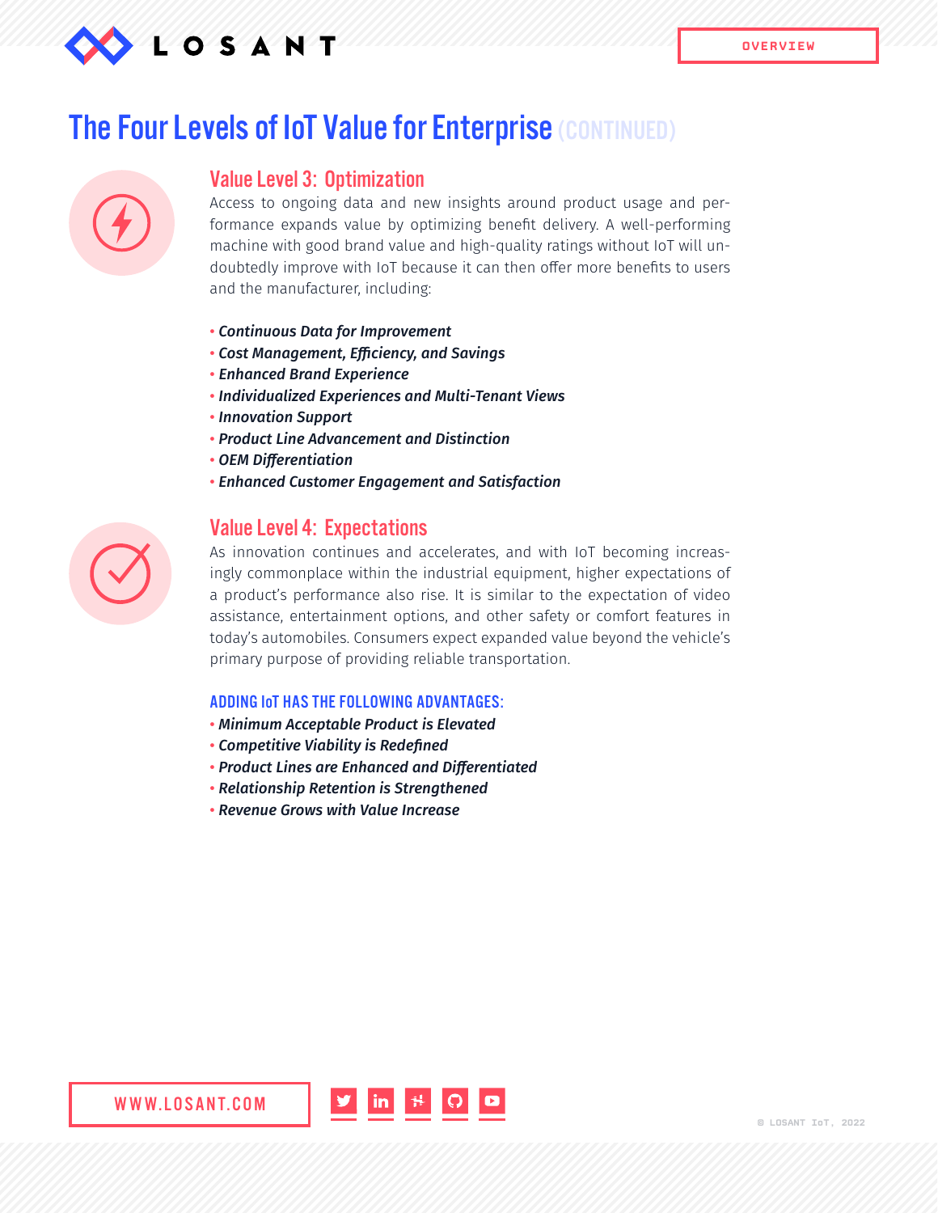# The Four Levels of IoT Value for Enterprise (CONTINUED)

## Value Level 3: Optimization

Access to ongoing data and new insights around product usage and performance expands value by optimizing benefit delivery. A well-performing machine with good brand value and high-quality ratings without IoT will undoubtedly improve with IoT because it can then offer more benefits to users and the manufacturer, including:

- ***Continuous Data for Improvement***
- ***Cost Management, Efficiency, and Savings***
- ***Enhanced Brand Experience***
- ***Individualized Experiences and Multi-Tenant Views***
- ***Innovation Support***
- ***Product Line Advancement and Distinction***
- ***OEM Differentiation***
- ***Enhanced Customer Engagement and Satisfaction***

## Value Level 4: Expectations

As innovation continues and accelerates, and with IoT becoming increasingly commonplace within the industrial equipment, higher expectations of a product's performance also rise. It is similar to the expectation of video assistance, entertainment options, and other safety or comfort features in today's automobiles. Consumers expect expanded value beyond the vehicle's primary purpose of providing reliable transportation.

### ADDING IoT HAS THE FOLLOWING ADVANTAGES:

- ***Minimum Acceptable Product is Elevated***
- ***Competitive Viability is Redefined***
- ***Product Lines are Enhanced and Differentiated***
- ***Relationship Retention is Strengthened***
- ***Revenue Grows with Value Increase***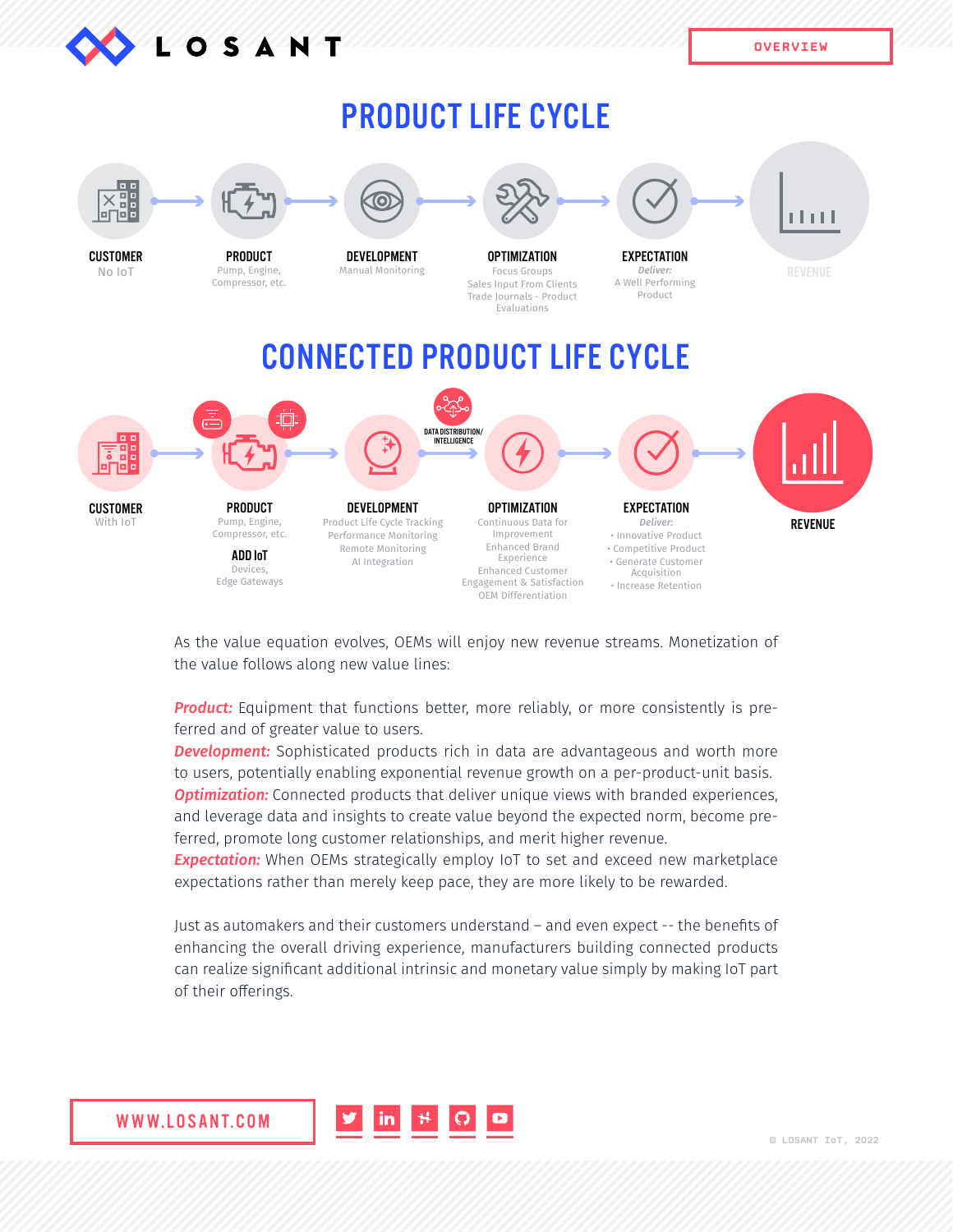# PRODUCT LIFE CYCLE

**CUSTOMER**
No IoT

**PRODUCT**
Pump, Engine, Compressor, etc.

**DEVELOPMENT**
Manual Monitoring

**OPTIMIZATION**
Focus Groups
Sales Input From Clients
Trade Journals - Product Evaluations

**EXPECTATION**
*Deliver:*
A Well Performing Product

REVENUE

# CONNECTED PRODUCT LIFE CYCLE

**CUSTOMER**
With IoT

**PRODUCT**
Pump, Engine, Compressor, etc.

**ADD IoT**
Devices, Edge Gateways

**DEVELOPMENT**
Product Life Cycle Tracking
Performance Monitoring
Remote Monitoring
AI Integration

DATA DISTRIBUTION/ INTELLIGENCE

**OPTIMIZATION**
Continuous Data for Improvement
Enhanced Brand Experience
Enhanced Customer Engagement & Satisfaction
OEM Differentiation

**EXPECTATION**
*Deliver:*
- Innovative Product
- Competitive Product
- Generate Customer Acquisition
- Increase Retention

**REVENUE**

As the value equation evolves, OEMs will enjoy new revenue streams. Monetization of the value follows along new value lines:

***Product:*** Equipment that functions better, more reliably, or more consistently is preferred and of greater value to users.
***Development:*** Sophisticated products rich in data are advantageous and worth more to users, potentially enabling exponential revenue growth on a per-product-unit basis.
***Optimization:*** Connected products that deliver unique views with branded experiences, and leverage data and insights to create value beyond the expected norm, become preferred, promote long customer relationships, and merit higher revenue.
***Expectation:*** When OEMs strategically employ IoT to set and exceed new marketplace expectations rather than merely keep pace, they are more likely to be rewarded.

Just as automakers and their customers understand – and even expect -- the benefits of enhancing the overall driving experience, manufacturers building connected products can realize significant additional intrinsic and monetary value simply by making IoT part of their offerings.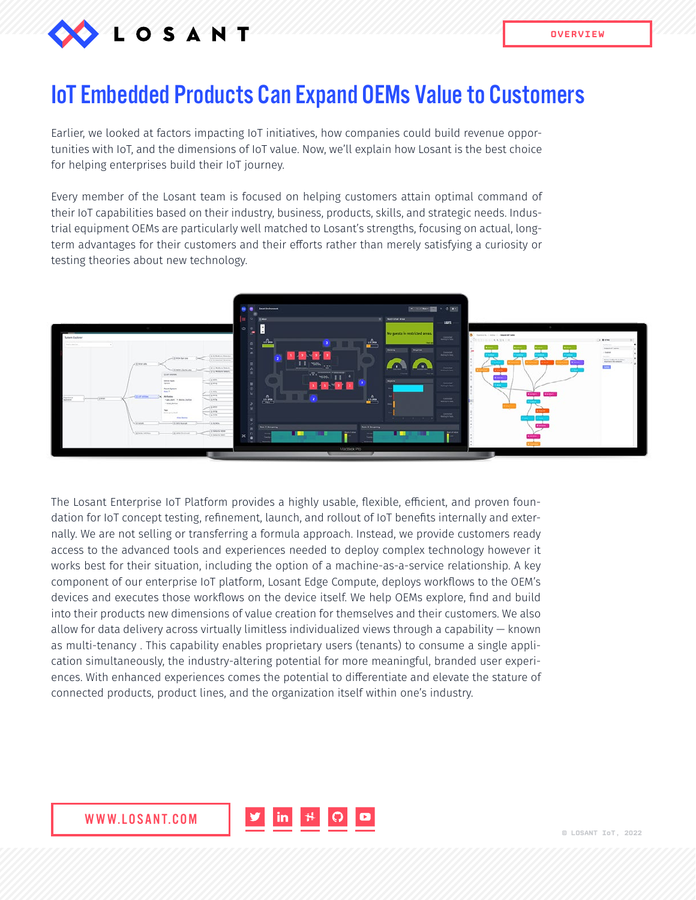# IoT Embedded Products Can Expand OEMs Value to Customers

Earlier, we looked at factors impacting IoT initiatives, how companies could build revenue opportunities with IoT, and the dimensions of IoT value. Now, we'll explain how Losant is the best choice for helping enterprises build their IoT journey.

Every member of the Losant team is focused on helping customers attain optimal command of their IoT capabilities based on their industry, business, products, skills, and strategic needs. Industrial equipment OEMs are particularly well matched to Losant's strengths, focusing on actual, long-term advantages for their customers and their efforts rather than merely satisfying a curiosity or testing theories about new technology.

The Losant Enterprise IoT Platform provides a highly usable, flexible, efficient, and proven foundation for IoT concept testing, refinement, launch, and rollout of IoT benefits internally and externally. We are not selling or transferring a formula approach. Instead, we provide customers ready access to the advanced tools and experiences needed to deploy complex technology however it works best for their situation, including the option of a machine-as-a-service relationship. A key component of our enterprise IoT platform, Losant Edge Compute, deploys workflows to the OEM's devices and executes those workflows on the device itself. We help OEMs explore, find and build into their products new dimensions of value creation for themselves and their customers. We also allow for data delivery across virtually limitless individualized views through a capability — known as multi-tenancy . This capability enables proprietary users (tenants) to consume a single application simultaneously, the industry-altering potential for more meaningful, branded user experiences. With enhanced experiences comes the potential to differentiate and elevate the stature of connected products, product lines, and the organization itself within one's industry.

WWW.LOSANT.COM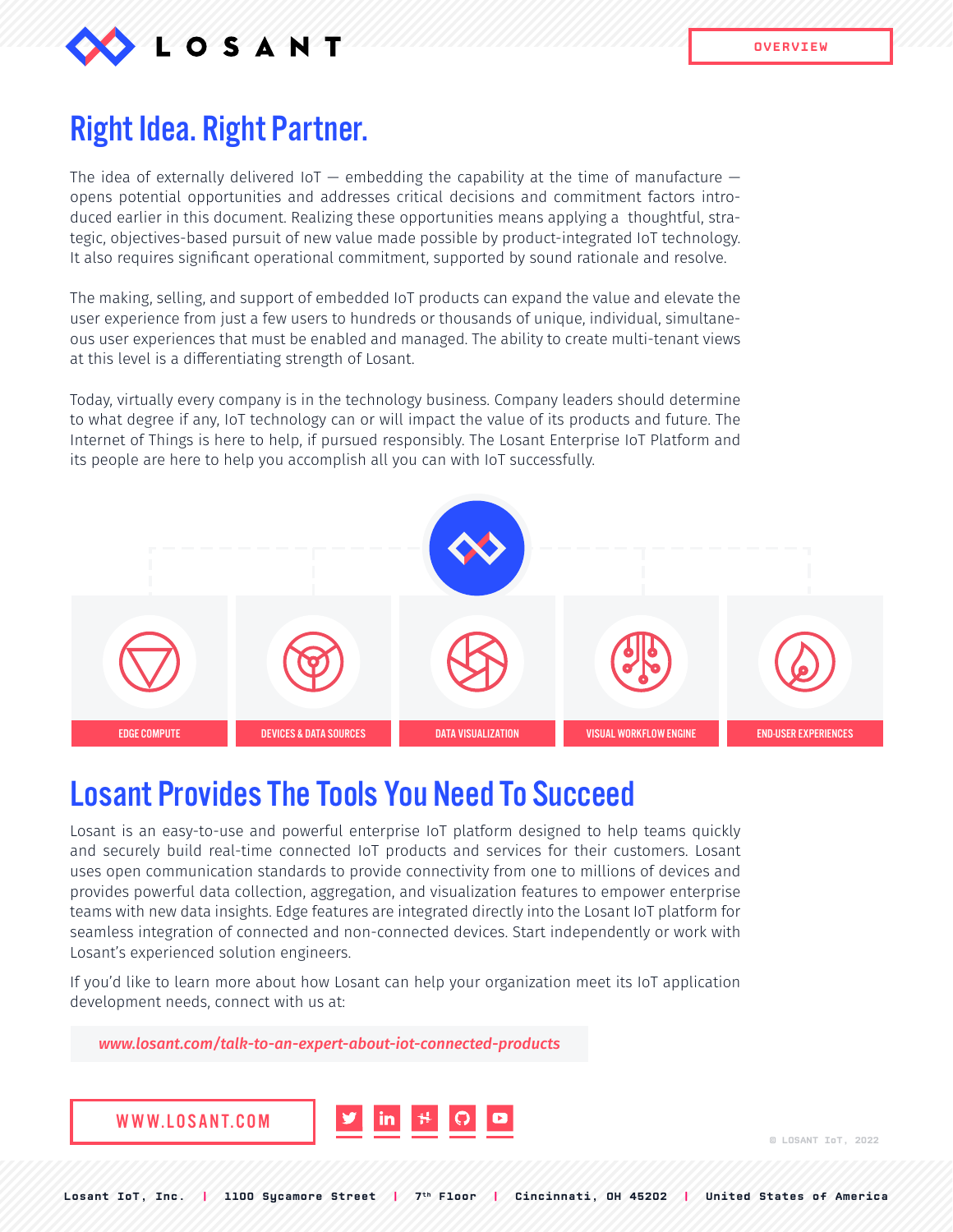LOSANT

OVERVIEW

# Right Idea. Right Partner.

The idea of externally delivered IoT — embedding the capability at the time of manufacture — opens potential opportunities and addresses critical decisions and commitment factors introduced earlier in this document. Realizing these opportunities means applying a thoughtful, strategic, objectives-based pursuit of new value made possible by product-integrated IoT technology. It also requires significant operational commitment, supported by sound rationale and resolve.

The making, selling, and support of embedded IoT products can expand the value and elevate the user experience from just a few users to hundreds or thousands of unique, individual, simultaneous user experiences that must be enabled and managed. The ability to create multi-tenant views at this level is a differentiating strength of Losant.

Today, virtually every company is in the technology business. Company leaders should determine to what degree if any, IoT technology can or will impact the value of its products and future. The Internet of Things is here to help, if pursued responsibly. The Losant Enterprise IoT Platform and its people are here to help you accomplish all you can with IoT successfully.

EDGE COMPUTE

DEVICES & DATA SOURCES

DATA VISUALIZATION

VISUAL WORKFLOW ENGINE

END-USER EXPERIENCES

# Losant Provides The Tools You Need To Succeed

Losant is an easy-to-use and powerful enterprise IoT platform designed to help teams quickly and securely build real-time connected IoT products and services for their customers. Losant uses open communication standards to provide connectivity from one to millions of devices and provides powerful data collection, aggregation, and visualization features to empower enterprise teams with new data insights. Edge features are integrated directly into the Losant IoT platform for seamless integration of connected and non-connected devices. Start independently or work with Losant's experienced solution engineers.

If you'd like to learn more about how Losant can help your organization meet its IoT application development needs, connect with us at:

*www.losant.com/talk-to-an-expert-about-iot-connected-products*

WWW.LOSANT.COM

© LOSANT IoT, 2022

Losant IoT, Inc. | 1100 Sycamore Street | 7th Floor | Cincinnati, OH 45202 | United States of America